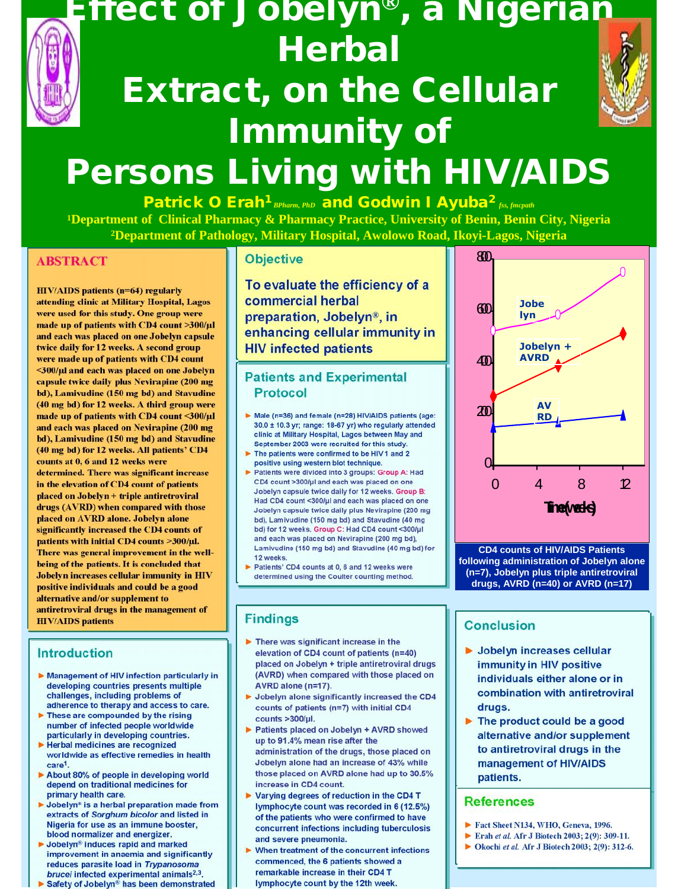# Effect of Jobelyn®, a Nigerian Herbal Extract, on the Cellular Immunity of Persons Living with HIV/AIDS

**Patrick O Erah[1]** *BPharm, PhD* **and Godwin I Ayuba[2]** *fss, fmcpath*

[1]Department of Clinical Pharmacy & Pharmacy Practice, University of Benin, Benin City, Nigeria

[2]Department of Pathology, Military Hospital, Awolowo Road, Ikoyi-Lagos, Nigeria

## ABSTRACT

HIV/AIDS patients (n=64) regularly attending clinic at Military Hospital, Lagos were used for this study. One group were made up of patients with CD4 count >300/µl and each was placed on one Jobelyn capsule twice daily for 12 weeks. A second group were made up of patients with CD4 count <300/µl and each was placed on one Jobelyn capsule twice daily plus Nevirapine (200 mg bd), Lamivudine (150 mg bd) and Stavudine (40 mg bd) for 12 weeks. A third group were made up of patients with CD4 count <300/µl and each was placed on Nevirapine (200 mg bd), Lamivudine (150 mg bd) and Stavudine (40 mg bd) for 12 weeks. All patients' CD4 counts at 0, 6 and 12 weeks were determined. There was significant increase in the elevation of CD4 count of patients placed on Jobelyn + triple antiretroviral drugs (AVRD) when compared with those placed on AVRD alone. Jobelyn alone significantly increased the CD4 counts of patients with initial CD4 counts >300/µl. There was general improvement in the well-being of the patients. It is concluded that Jobelyn increases cellular immunity in HIV positive individuals and could be a good alternative and/or supplement to antiretroviral drugs in the management of HIV/AIDS patients

## Introduction

- Management of HIV infection particularly in developing countries presents multiple challenges, including problems of adherence to therapy and access to care.
- These are compounded by the rising number of infected people worldwide particularly in developing countries.
- Herbal medicines are recognized worldwide as effective remedies in health care[1].
- About 80% of people in developing world depend on traditional medicines for primary health care.
- Jobelyn® is a herbal preparation made from extracts of *Sorghum bicolor* and listed in Nigeria for use as an immune booster, blood normalizer and energizer.
- Jobelyn® induces rapid and marked improvement in anaemia and significantly reduces parasite load in *Trypanosoma brucei* infected experimental animals[2,3].
- Safety of Jobelyn® has been demonstrated

## Objective

To evaluate the efficiency of a commercial herbal preparation, Jobelyn®, in enhancing cellular immunity in HIV infected patients

## Patients and Experimental Protocol

- Male (n=36) and female (n=28) HIV/AIDS patients (age: 30.0 ± 10.3 yr; range: 18-67 yr) who regularly attended clinic at Military Hospital, Lagos between May and September 2003 were recruited for this study.
- The patients were confirmed to be HIV1 and 2 positive using western blot technique.
- Patients were divided into 3 groups: Group A: Had CD4 count >300/µl and each was placed on one Jobelyn capsule twice daily for 12 weeks. Group B: Had CD4 count <300/µl and each was placed on one Jobelyn capsule twice daily plus Nevirapine (200 mg bd), Lamivudine (150 mg bd) and Stavudine (40 mg bd) for 12 weeks. Group C: Had CD4 count <300/µl and each was placed on Nevirapine (200 mg bd), Lamivudine (150 mg bd) and Stavudine (40 mg bd) for 12 weeks.
- Patients' CD4 counts at 0, 6 and 12 weeks were determined using the Coulter counting method.

## Findings

- There was significant increase in the elevation of CD4 count of patients (n=40) placed on Jobelyn + triple antiretroviral drugs (AVRD) when compared with those placed on AVRD alone (n=17).
- Jobelyn alone significantly increased the CD4 counts of patients (n=7) with initial CD4 counts >300/µl.
- Patients placed on Jobelyn + AVRD showed up to 91.4% mean rise after the administration of the drugs, those placed on Jobelyn alone had an increase of 43% while those placed on AVRD alone had up to 30.5% increase in CD4 count.
- Varying degrees of reduction in the CD4 T lymphocyte count was recorded in 6 (12.5%) of the patients who were confirmed to have concurrent infections including tuberculosis and severe pneumonia.
- When treatment of the concurrent infections commenced, the 6 patients showed a remarkable increase in their CD4 T lymphocyte count by the 12th week.

CD4 counts of HIV/AIDS Patients following administration of Jobelyn alone (n=7), Jobelyn plus triple antiretroviral drugs, AVRD (n=40) or AVRD (n=17)

## Conclusion

- Jobelyn increases cellular immunity in HIV positive individuals either alone or in combination with antiretroviral drugs.
- The product could be a good alternative and/or supplement to antiretroviral drugs in the management of HIV/AIDS patients.

## References

- Fact Sheet N134, WHO, Geneva, 1996.
- Erah *et al.* Afr J Biotech 2003; 2(9): 309-11.
- Okochi *et al.* Afr J Biotech 2003; 2(9): 312-6.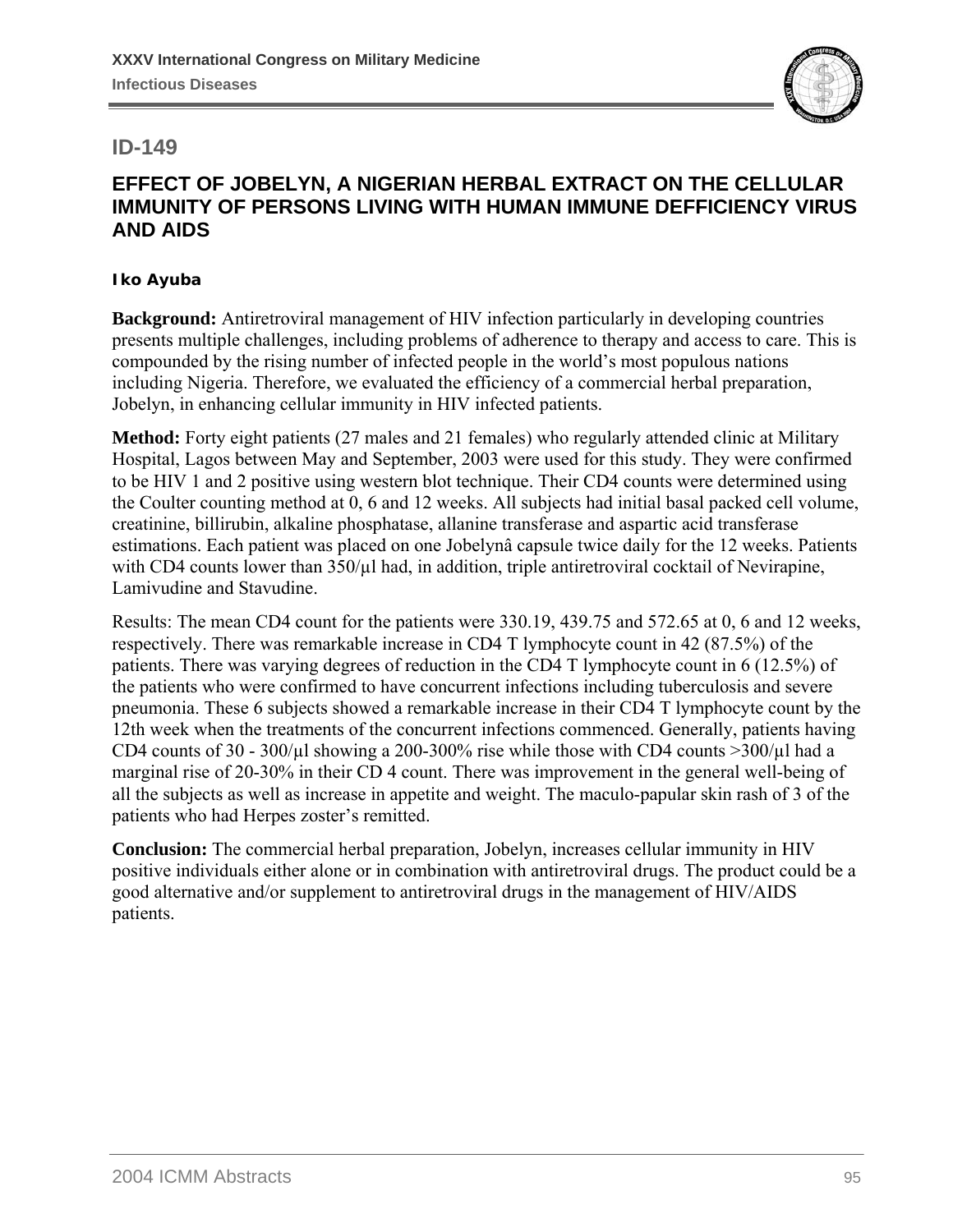## ID-149

### EFFECT OF JOBELYN, A NIGERIAN HERBAL EXTRACT ON THE CELLULAR IMMUNITY OF PERSONS LIVING WITH HUMAN IMMUNE DEFFICIENCY VIRUS AND AIDS

**Iko Ayuba**

**Background:** Antiretroviral management of HIV infection particularly in developing countries presents multiple challenges, including problems of adherence to therapy and access to care. This is compounded by the rising number of infected people in the world's most populous nations including Nigeria. Therefore, we evaluated the efficiency of a commercial herbal preparation, Jobelyn, in enhancing cellular immunity in HIV infected patients.

**Method:** Forty eight patients (27 males and 21 females) who regularly attended clinic at Military Hospital, Lagos between May and September, 2003 were used for this study. They were confirmed to be HIV 1 and 2 positive using western blot technique. Their CD4 counts were determined using the Coulter counting method at 0, 6 and 12 weeks. All subjects had initial basal packed cell volume, creatinine, billirubin, alkaline phosphatase, allanine transferase and aspartic acid transferase estimations. Each patient was placed on one Jobelynâ capsule twice daily for the 12 weeks. Patients with CD4 counts lower than 350/µl had, in addition, triple antiretroviral cocktail of Nevirapine, Lamivudine and Stavudine.

Results: The mean CD4 count for the patients were 330.19, 439.75 and 572.65 at 0, 6 and 12 weeks, respectively. There was remarkable increase in CD4 T lymphocyte count in 42 (87.5%) of the patients. There was varying degrees of reduction in the CD4 T lymphocyte count in 6 (12.5%) of the patients who were confirmed to have concurrent infections including tuberculosis and severe pneumonia. These 6 subjects showed a remarkable increase in their CD4 T lymphocyte count by the 12th week when the treatments of the concurrent infections commenced. Generally, patients having CD4 counts of 30 - 300/µl showing a 200-300% rise while those with CD4 counts >300/µl had a marginal rise of 20-30% in their CD 4 count. There was improvement in the general well-being of all the subjects as well as increase in appetite and weight. The maculo-papular skin rash of 3 of the patients who had Herpes zoster's remitted.

**Conclusion:** The commercial herbal preparation, Jobelyn, increases cellular immunity in HIV positive individuals either alone or in combination with antiretroviral drugs. The product could be a good alternative and/or supplement to antiretroviral drugs in the management of HIV/AIDS patients.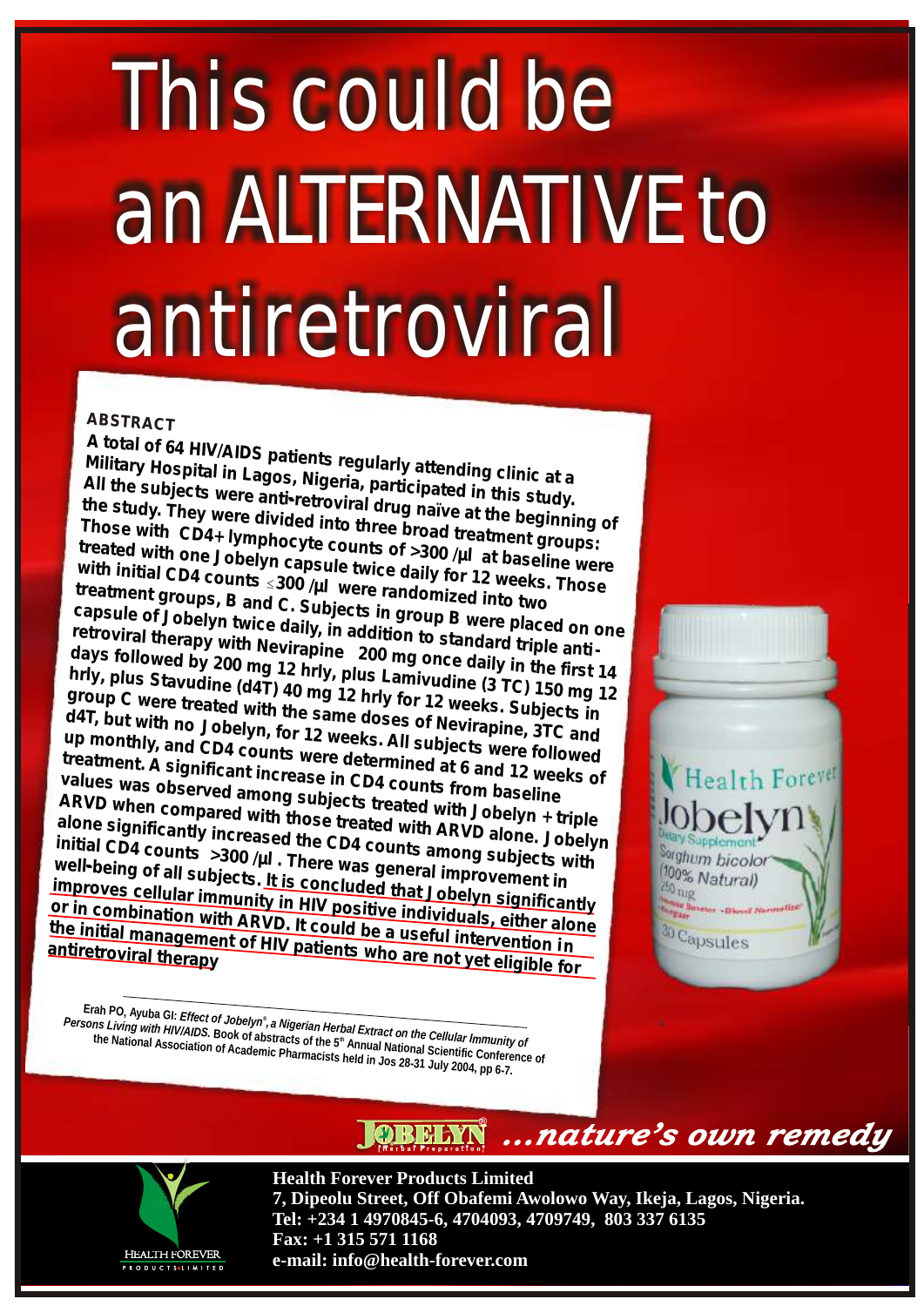# This could be an ALTERNATIVE to antiretroviral

## ABSTRACT

**A total of 64 HIV/AIDS patients regularly attending clinic at a Military Hospital in Lagos, Nigeria, participated in this study. All the subjects were anti-retroviral drug naïve at the beginning of the study. They were divided into three broad treatment groups: Those with CD4+ lymphocyte counts of >300 /µl at baseline were treated with one Jobelyn capsule twice daily for 12 weeks. Those with initial CD4 counts ≤300 /µl were randomized into two treatment groups, B and C. Subjects in group B were placed on one capsule of Jobelyn twice daily, in addition to standard triple anti-retroviral therapy with Nevirapine 200 mg once daily in the first 14 days followed by 200 mg 12 hrly, plus Lamivudine (3 TC) 150 mg 12 hrly, plus Stavudine (d4T) 40 mg 12 hrly for 12 weeks. Subjects in group C were treated with the same doses of Nevirapine, 3TC and d4T, but with no Jobelyn, for 12 weeks. All subjects were followed up monthly, and CD4 counts were determined at 6 and 12 weeks of treatment. A significant increase in CD4 counts from baseline values was observed among subjects treated with Jobelyn + triple ARVD when compared with those treated with ARVD alone. Jobelyn alone significantly increased the CD4 counts among subjects with initial CD4 counts >300 /µl . There was general improvement in well-being of all subjects. <u>It is concluded that Jobelyn significantly improves cellular immunity in HIV positive individuals, either alone or in combination with ARVD. It could be a useful intervention in the initial management of HIV patients who are not yet eligible for antiretroviral therapy</u>**

Erah PO, Ayuba GI: *Effect of Jobelyn®, a Nigerian Herbal Extract on the Cellular Immunity of Persons Living with HIV/AIDS.* Book of abstracts of the 5th Annual National Scientific Conference of the National Association of Academic Pharmacists held in Jos 28-31 July 2004, pp 6-7.

Health Forever
Jobelyn
Dietary Supplement
Sorghum bicolor
(100% Natural)
250 mg
Immune Booster - Blood Normalizer - Energizer
30 Capsules

JOBELYN® [Herbal Preparation] ***...nature's own remedy***

HEALTH FOREVER PRODUCTS LIMITED

**Health Forever Products Limited**
**7, Dipeolu Street, Off Obafemi Awolowo Way, Ikeja, Lagos, Nigeria.**
**Tel: +234 1 4970845-6, 4704093, 4709749, 803 337 6135**
**Fax: +1 315 571 1168**
**e-mail: info@health-forever.com**